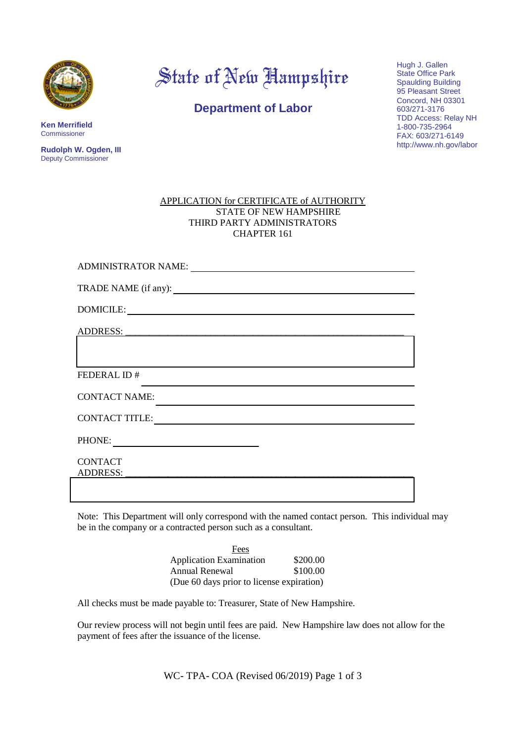# State of New Hampshire

## Department of Labor

**Ken Merrifield**
Commissioner

**Rudolph W. Ogden, III**
Deputy Commissioner

Hugh J. Gallen
State Office Park
Spaulding Building
95 Pleasant Street
Concord, NH 03301
603/271-3176
TDD Access: Relay NH
1-800-735-2964
FAX: 603/271-6149
http://www.nh.gov/labor

APPLICATION for CERTIFICATE of AUTHORITY
STATE OF NEW HAMPSHIRE
THIRD PARTY ADMINISTRATORS
CHAPTER 161

ADMINISTRATOR NAME: ______________________________

TRADE NAME (if any): ______________________________

DOMICILE: ______________________________

ADDRESS: ______________________________

FEDERAL ID # ______________________________

CONTACT NAME: ______________________________

CONTACT TITLE: ______________________________

PHONE: ____________________

CONTACT ADDRESS: ______________________________

Note: This Department will only correspond with the named contact person. This individual may be in the company or a contracted person such as a consultant.

Fees

| | |
|---|---|
| Application Examination | $200.00 |
| Annual Renewal | $100.00 |

(Due 60 days prior to license expiration)

All checks must be made payable to: Treasurer, State of New Hampshire.

Our review process will not begin until fees are paid. New Hampshire law does not allow for the payment of fees after the issuance of the license.

WC- TPA- COA (Revised 06/2019)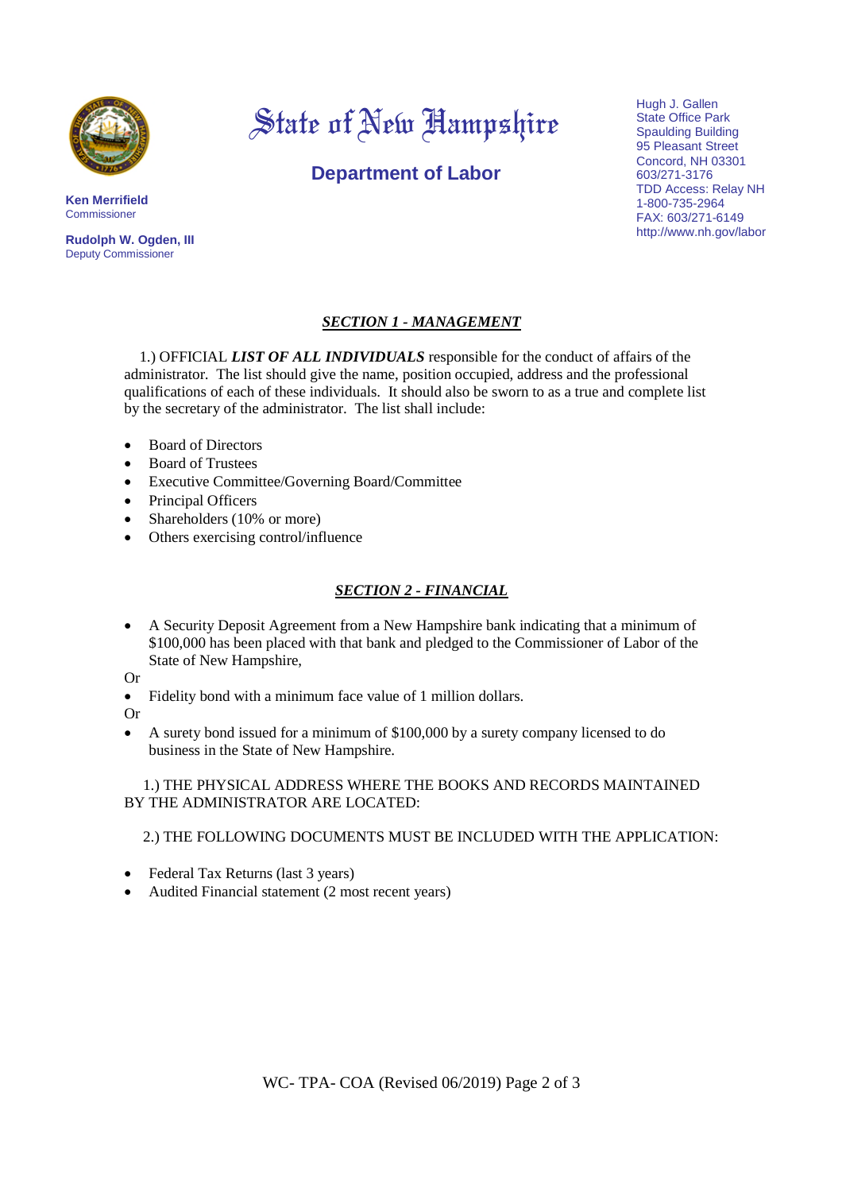State of New Hampshire

**Department of Labor**

**Ken Merrifield**
Commissioner

**Rudolph W. Ogden, III**
Deputy Commissioner

Hugh J. Gallen
State Office Park
Spaulding Building
95 Pleasant Street
Concord, NH 03301
603/271-3176
TDD Access: Relay NH
1-800-735-2964
FAX: 603/271-6149
http://www.nh.gov/labor

## ***SECTION 1 - MANAGEMENT***

1.) OFFICIAL ***LIST OF ALL INDIVIDUALS*** responsible for the conduct of affairs of the administrator. The list should give the name, position occupied, address and the professional qualifications of each of these individuals. It should also be sworn to as a true and complete list by the secretary of the administrator. The list shall include:

- Board of Directors
- Board of Trustees
- Executive Committee/Governing Board/Committee
- Principal Officers
- Shareholders (10% or more)
- Others exercising control/influence

## ***SECTION 2 - FINANCIAL***

- A Security Deposit Agreement from a New Hampshire bank indicating that a minimum of $100,000 has been placed with that bank and pledged to the Commissioner of Labor of the State of New Hampshire,

Or

- Fidelity bond with a minimum face value of 1 million dollars.

Or

- A surety bond issued for a minimum of $100,000 by a surety company licensed to do business in the State of New Hampshire.

1.) THE PHYSICAL ADDRESS WHERE THE BOOKS AND RECORDS MAINTAINED BY THE ADMINISTRATOR ARE LOCATED:

2.) THE FOLLOWING DOCUMENTS MUST BE INCLUDED WITH THE APPLICATION:

- Federal Tax Returns (last 3 years)
- Audited Financial statement (2 most recent years)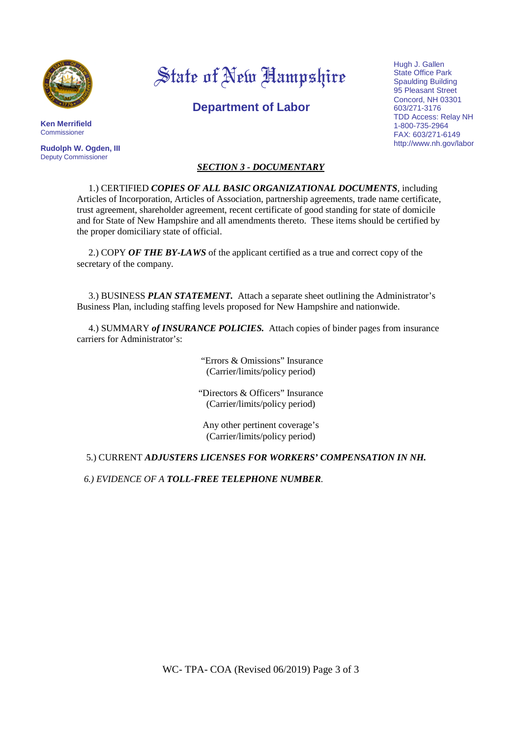# State of New Hampshire

## Department of Labor

**Ken Merrifield**
Commissioner

**Rudolph W. Ogden, III**
Deputy Commissioner

Hugh J. Gallen
State Office Park
Spaulding Building
95 Pleasant Street
Concord, NH 03301
603/271-3176
TDD Access: Relay NH
1-800-735-2964
FAX: 603/271-6149
http://www.nh.gov/labor

### *SECTION 3 - DOCUMENTARY*

1.) CERTIFIED ***COPIES OF ALL BASIC ORGANIZATIONAL DOCUMENTS***, including Articles of Incorporation, Articles of Association, partnership agreements, trade name certificate, trust agreement, shareholder agreement, recent certificate of good standing for state of domicile and for State of New Hampshire and all amendments thereto. These items should be certified by the proper domiciliary state of official.

2.) COPY ***OF THE BY-LAWS*** of the applicant certified as a true and correct copy of the secretary of the company.

3.) BUSINESS ***PLAN STATEMENT.*** Attach a separate sheet outlining the Administrator's Business Plan, including staffing levels proposed for New Hampshire and nationwide.

4.) SUMMARY ***of INSURANCE POLICIES.*** Attach copies of binder pages from insurance carriers for Administrator's:

"Errors & Omissions" Insurance
(Carrier/limits/policy period)

"Directors & Officers" Insurance
(Carrier/limits/policy period)

Any other pertinent coverage's
(Carrier/limits/policy period)

5.) CURRENT ***ADJUSTERS LICENSES FOR WORKERS' COMPENSATION IN NH.***

*6.) EVIDENCE OF A **TOLL-FREE TELEPHONE NUMBER**.*

WC- TPA- COA (Revised 06/2019)